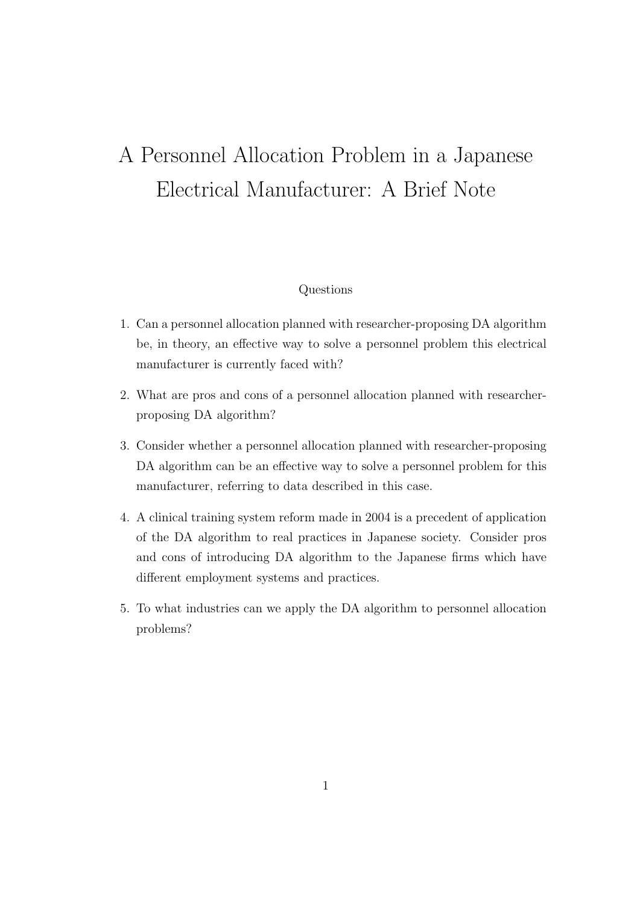# A Personnel Allocation Problem in a Japanese Electrical Manufacturer: A Brief Note

Questions

1. Can a personnel allocation planned with researcher-proposing DA algorithm be, in theory, an effective way to solve a personnel problem this electrical manufacturer is currently faced with?
2. What are pros and cons of a personnel allocation planned with researcher-proposing DA algorithm?
3. Consider whether a personnel allocation planned with researcher-proposing DA algorithm can be an effective way to solve a personnel problem for this manufacturer, referring to data described in this case.
4. A clinical training system reform made in 2004 is a precedent of application of the DA algorithm to real practices in Japanese society. Consider pros and cons of introducing DA algorithm to the Japanese firms which have different employment systems and practices.
5. To what industries can we apply the DA algorithm to personnel allocation problems?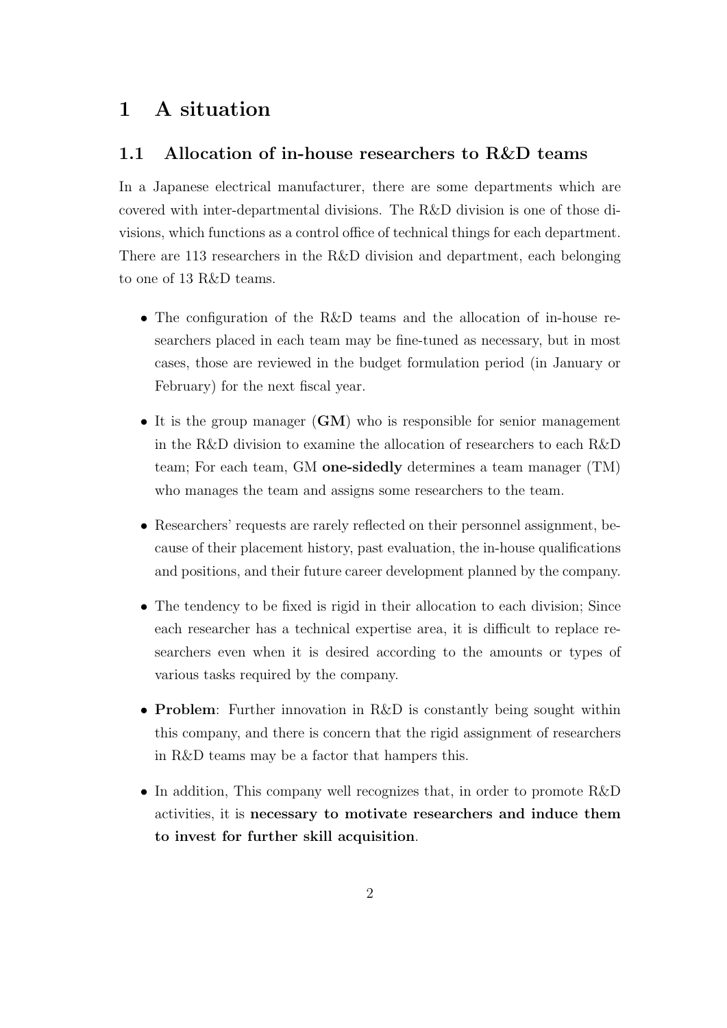# 1 A situation

## 1.1 Allocation of in-house researchers to R&D teams

In a Japanese electrical manufacturer, there are some departments which are covered with inter-departmental divisions. The R&D division is one of those divisions, which functions as a control office of technical things for each department. There are 113 researchers in the R&D division and department, each belonging to one of 13 R&D teams.

- The configuration of the R&D teams and the allocation of in-house researchers placed in each team may be fine-tuned as necessary, but in most cases, those are reviewed in the budget formulation period (in January or February) for the next fiscal year.
- It is the group manager (**GM**) who is responsible for senior management in the R&D division to examine the allocation of researchers to each R&D team; For each team, GM **one-sidedly** determines a team manager (TM) who manages the team and assigns some researchers to the team.
- Researchers' requests are rarely reflected on their personnel assignment, because of their placement history, past evaluation, the in-house qualifications and positions, and their future career development planned by the company.
- The tendency to be fixed is rigid in their allocation to each division; Since each researcher has a technical expertise area, it is difficult to replace researchers even when it is desired according to the amounts or types of various tasks required by the company.
- **Problem**: Further innovation in R&D is constantly being sought within this company, and there is concern that the rigid assignment of researchers in R&D teams may be a factor that hampers this.
- In addition, This company well recognizes that, in order to promote R&D activities, it is **necessary to motivate researchers and induce them to invest for further skill acquisition**.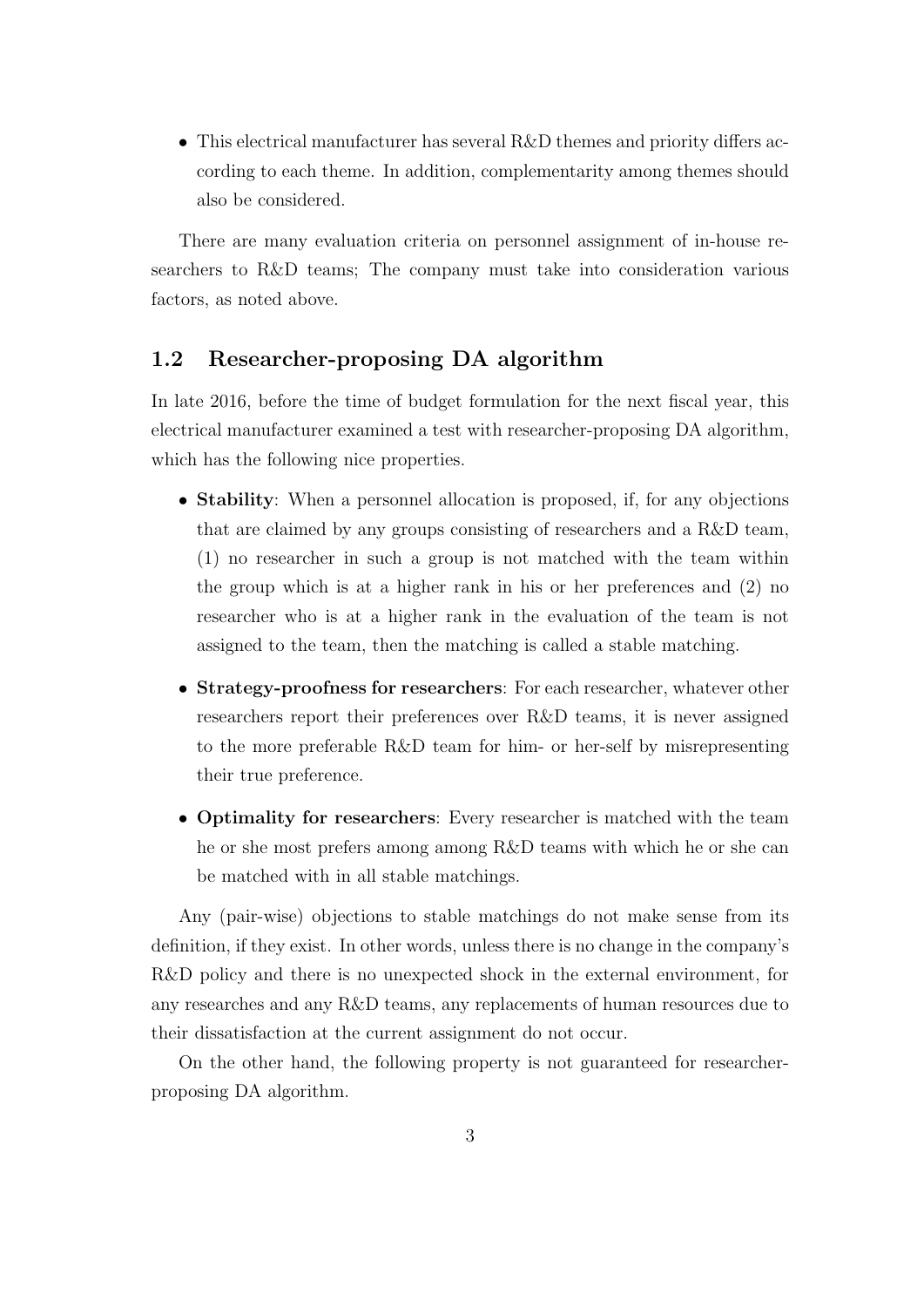- This electrical manufacturer has several R&D themes and priority differs according to each theme. In addition, complementarity among themes should also be considered.

There are many evaluation criteria on personnel assignment of in-house researchers to R&D teams; The company must take into consideration various factors, as noted above.

## 1.2 Researcher-proposing DA algorithm

In late 2016, before the time of budget formulation for the next fiscal year, this electrical manufacturer examined a test with researcher-proposing DA algorithm, which has the following nice properties.

- **Stability**: When a personnel allocation is proposed, if, for any objections that are claimed by any groups consisting of researchers and a R&D team, (1) no researcher in such a group is not matched with the team within the group which is at a higher rank in his or her preferences and (2) no researcher who is at a higher rank in the evaluation of the team is not assigned to the team, then the matching is called a stable matching.
- **Strategy-proofness for researchers**: For each researcher, whatever other researchers report their preferences over R&D teams, it is never assigned to the more preferable R&D team for him- or her-self by misrepresenting their true preference.
- **Optimality for researchers**: Every researcher is matched with the team he or she most prefers among among R&D teams with which he or she can be matched with in all stable matchings.

Any (pair-wise) objections to stable matchings do not make sense from its definition, if they exist. In other words, unless there is no change in the company's R&D policy and there is no unexpected shock in the external environment, for any researches and any R&D teams, any replacements of human resources due to their dissatisfaction at the current assignment do not occur.

On the other hand, the following property is not guaranteed for researcher-proposing DA algorithm.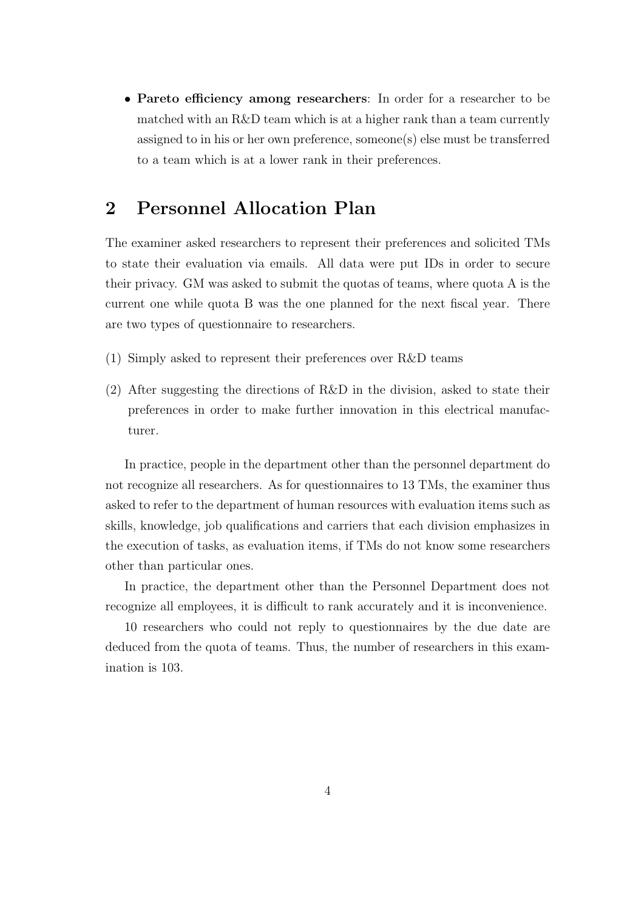- **Pareto efficiency among researchers**: In order for a researcher to be matched with an R&D team which is at a higher rank than a team currently assigned to in his or her own preference, someone(s) else must be transferred to a team which is at a lower rank in their preferences.

## 2 Personnel Allocation Plan

The examiner asked researchers to represent their preferences and solicited TMs to state their evaluation via emails. All data were put IDs in order to secure their privacy. GM was asked to submit the quotas of teams, where quota A is the current one while quota B was the one planned for the next fiscal year. There are two types of questionnaire to researchers.

(1) Simply asked to represent their preferences over R&D teams

(2) After suggesting the directions of R&D in the division, asked to state their preferences in order to make further innovation in this electrical manufacturer.

In practice, people in the department other than the personnel department do not recognize all researchers. As for questionnaires to 13 TMs, the examiner thus asked to refer to the department of human resources with evaluation items such as skills, knowledge, job qualifications and carriers that each division emphasizes in the execution of tasks, as evaluation items, if TMs do not know some researchers other than particular ones.

In practice, the department other than the Personnel Department does not recognize all employees, it is difficult to rank accurately and it is inconvenience.

10 researchers who could not reply to questionnaires by the due date are deduced from the quota of teams. Thus, the number of researchers in this examination is 103.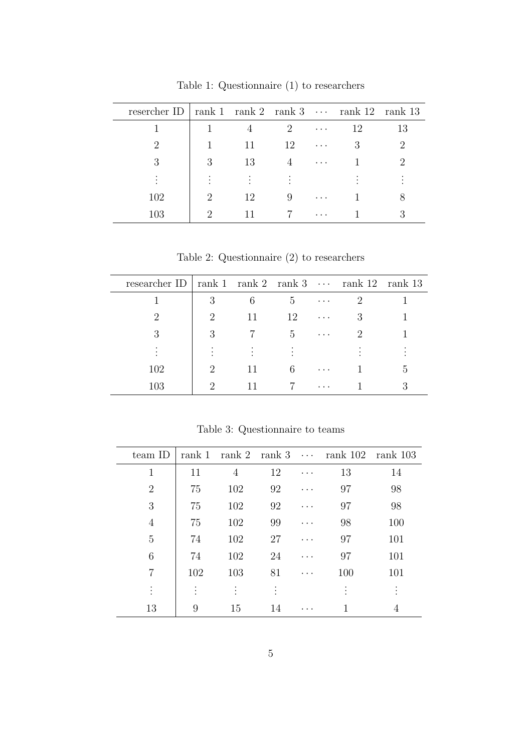Table 1: Questionnaire (1) to researchers

| resercher ID | rank 1 | rank 2 | rank 3 | $\cdots$ | rank 12 | rank 13 |
|---|---|---|---|---|---|---|
| 1 | 1 | 4 | 2 | $\cdots$ | 12 | 13 |
| 2 | 1 | 11 | 12 | $\cdots$ | 3 | 2 |
| 3 | 3 | 13 | 4 | $\cdots$ | 1 | 2 |
| $\vdots$ | $\vdots$ | $\vdots$ | $\vdots$ | | $\vdots$ | $\vdots$ |
| 102 | 2 | 12 | 9 | $\cdots$ | 1 | 8 |
| 103 | 2 | 11 | 7 | $\cdots$ | 1 | 3 |

Table 2: Questionnaire (2) to researchers

| researcher ID | rank 1 | rank 2 | rank 3 | $\cdots$ | rank 12 | rank 13 |
|---|---|---|---|---|---|---|
| 1 | 3 | 6 | 5 | $\cdots$ | 2 | 1 |
| 2 | 2 | 11 | 12 | $\cdots$ | 3 | 1 |
| 3 | 3 | 7 | 5 | $\cdots$ | 2 | 1 |
| $\vdots$ | $\vdots$ | $\vdots$ | $\vdots$ | | $\vdots$ | $\vdots$ |
| 102 | 2 | 11 | 6 | $\cdots$ | 1 | 5 |
| 103 | 2 | 11 | 7 | $\cdots$ | 1 | 3 |

Table 3: Questionnaire to teams

| team ID | rank 1 | rank 2 | rank 3 | $\cdots$ | rank 102 | rank 103 |
|---|---|---|---|---|---|---|
| 1 | 11 | 4 | 12 | $\cdots$ | 13 | 14 |
| 2 | 75 | 102 | 92 | $\cdots$ | 97 | 98 |
| 3 | 75 | 102 | 92 | $\cdots$ | 97 | 98 |
| 4 | 75 | 102 | 99 | $\cdots$ | 98 | 100 |
| 5 | 74 | 102 | 27 | $\cdots$ | 97 | 101 |
| 6 | 74 | 102 | 24 | $\cdots$ | 97 | 101 |
| 7 | 102 | 103 | 81 | $\cdots$ | 100 | 101 |
| $\vdots$ | $\vdots$ | $\vdots$ | $\vdots$ | | $\vdots$ | $\vdots$ |
| 13 | 9 | 15 | 14 | $\cdots$ | 1 | 4 |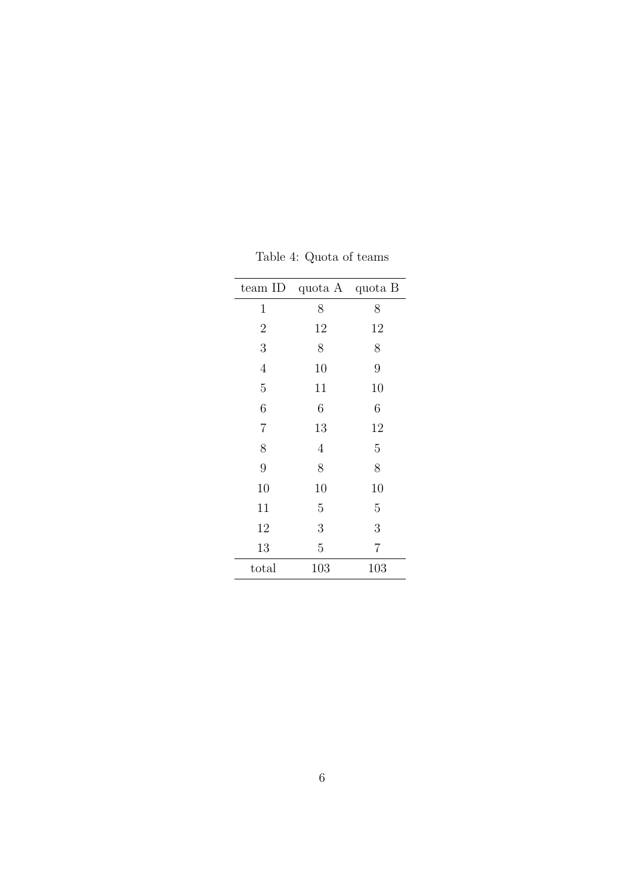Table 4: Quota of teams

| team ID | quota A | quota B |
|---|---|---|
| 1 | 8 | 8 |
| 2 | 12 | 12 |
| 3 | 8 | 8 |
| 4 | 10 | 9 |
| 5 | 11 | 10 |
| 6 | 6 | 6 |
| 7 | 13 | 12 |
| 8 | 4 | 5 |
| 9 | 8 | 8 |
| 10 | 10 | 10 |
| 11 | 5 | 5 |
| 12 | 3 | 3 |
| 13 | 5 | 7 |
| total | 103 | 103 |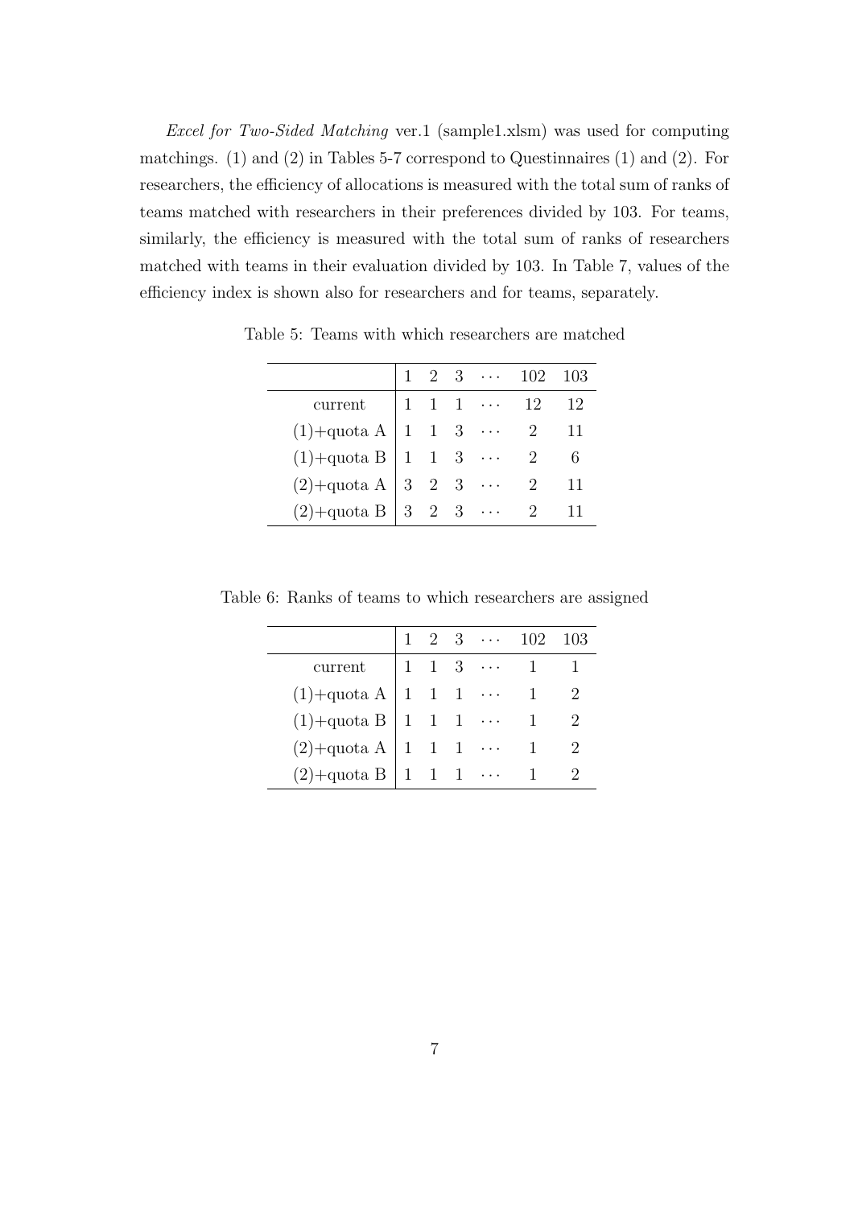*Excel for Two-Sided Matching* ver.1 (sample1.xlsm) was used for computing matchings. (1) and (2) in Tables 5-7 correspond to Questinnaires (1) and (2). For researchers, the efficiency of allocations is measured with the total sum of ranks of teams matched with researchers in their preferences divided by 103. For teams, similarly, the efficiency is measured with the total sum of ranks of researchers matched with teams in their evaluation divided by 103. In Table 7, values of the efficiency index is shown also for researchers and for teams, separately.

Table 5: Teams with which researchers are matched

| | 1 | 2 | 3 | $\cdots$ | 102 | 103 |
|---|---|---|---|---|---|---|
| current | 1 | 1 | 1 | $\cdots$ | 12 | 12 |
| (1)+quota A | 1 | 1 | 3 | $\cdots$ | 2 | 11 |
| (1)+quota B | 1 | 1 | 3 | $\cdots$ | 2 | 6 |
| (2)+quota A | 3 | 2 | 3 | $\cdots$ | 2 | 11 |
| (2)+quota B | 3 | 2 | 3 | $\cdots$ | 2 | 11 |

Table 6: Ranks of teams to which researchers are assigned

| | 1 | 2 | 3 | $\cdots$ | 102 | 103 |
|---|---|---|---|---|---|---|
| current | 1 | 1 | 3 | $\cdots$ | 1 | 1 |
| (1)+quota A | 1 | 1 | 1 | $\cdots$ | 1 | 2 |
| (1)+quota B | 1 | 1 | 1 | $\cdots$ | 1 | 2 |
| (2)+quota A | 1 | 1 | 1 | $\cdots$ | 1 | 2 |
| (2)+quota B | 1 | 1 | 1 | $\cdots$ | 1 | 2 |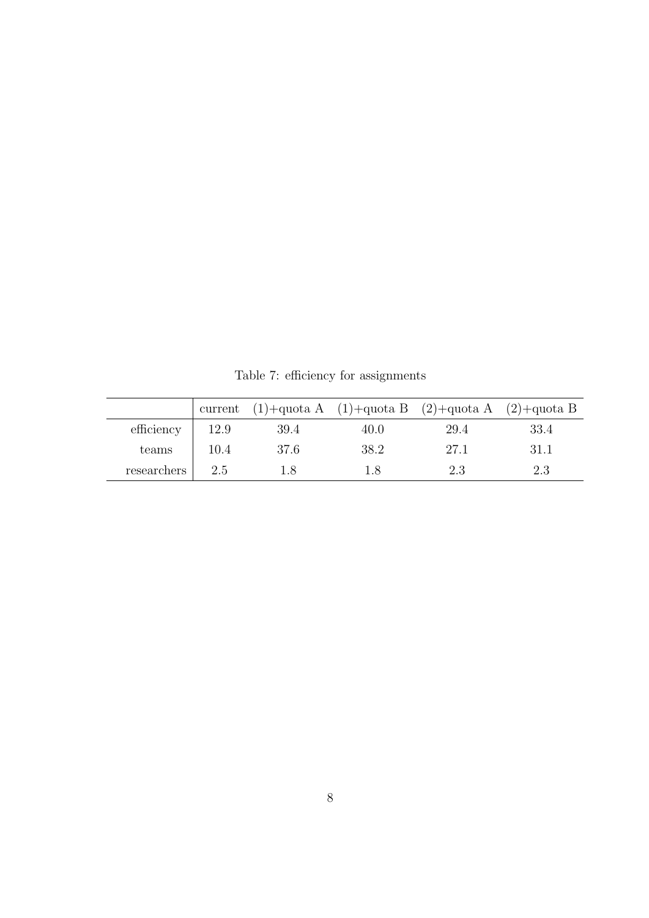Table 7: efficiency for assignments

| | current | (1)+quota A | (1)+quota B | (2)+quota A | (2)+quota B |
|---|---|---|---|---|---|
| efficiency | 12.9 | 39.4 | 40.0 | 29.4 | 33.4 |
| teams | 10.4 | 37.6 | 38.2 | 27.1 | 31.1 |
| researchers | 2.5 | 1.8 | 1.8 | 2.3 | 2.3 |